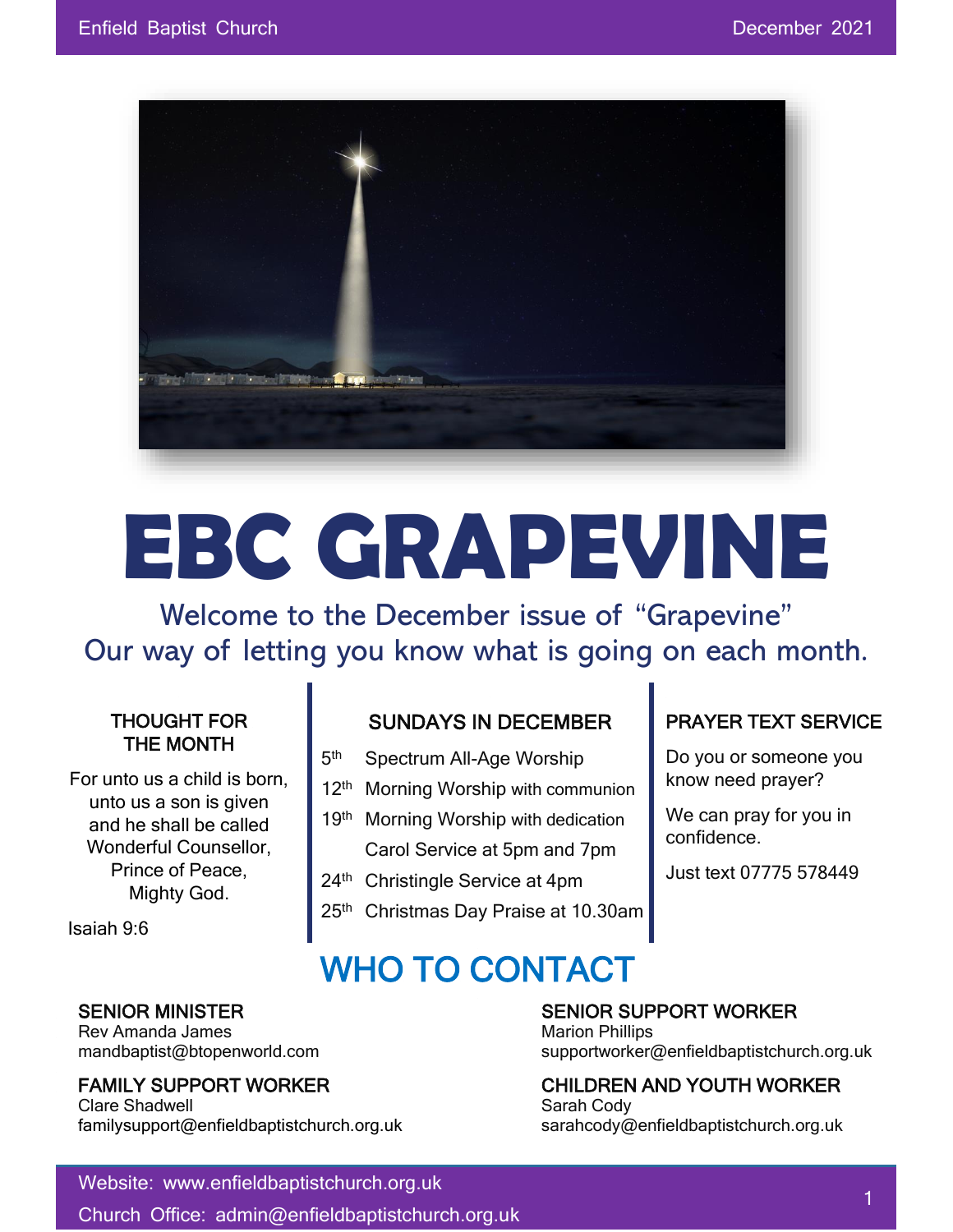Enfield Baptist Church — December 2021

# EBC GRAPEVINE

Welcome to the December issue of "Grapevine"
Our way of letting you know what is going on each month.

### THOUGHT FOR THE MONTH

For unto us a child is born,
unto us a son is given
and he shall be called
Wonderful Counsellor,
Prince of Peace,
Mighty God.

Isaiah 9:6

### SUNDAYS IN DECEMBER

- 5th Spectrum All-Age Worship
- 12th Morning Worship with communion
- 19th Morning Worship with dedication
  Carol Service at 5pm and 7pm
- 24th Christingle Service at 4pm
- 25th Christmas Day Praise at 10.30am

### PRAYER TEXT SERVICE

Do you or someone you know need prayer?

We can pray for you in confidence.

Just text 07775 578449

## WHO TO CONTACT

**SENIOR MINISTER**
Rev Amanda James
mandbaptist@btopenworld.com

**FAMILY SUPPORT WORKER**
Clare Shadwell
familysupport@enfieldbaptistchurch.org.uk

**SENIOR SUPPORT WORKER**
Marion Phillips
supportworker@enfieldbaptistchurch.org.uk

**CHILDREN AND YOUTH WORKER**
Sarah Cody
sarahcody@enfieldbaptistchurch.org.uk

Website: www.enfieldbaptistchurch.org.uk
Church Office: admin@enfieldbaptistchurch.org.uk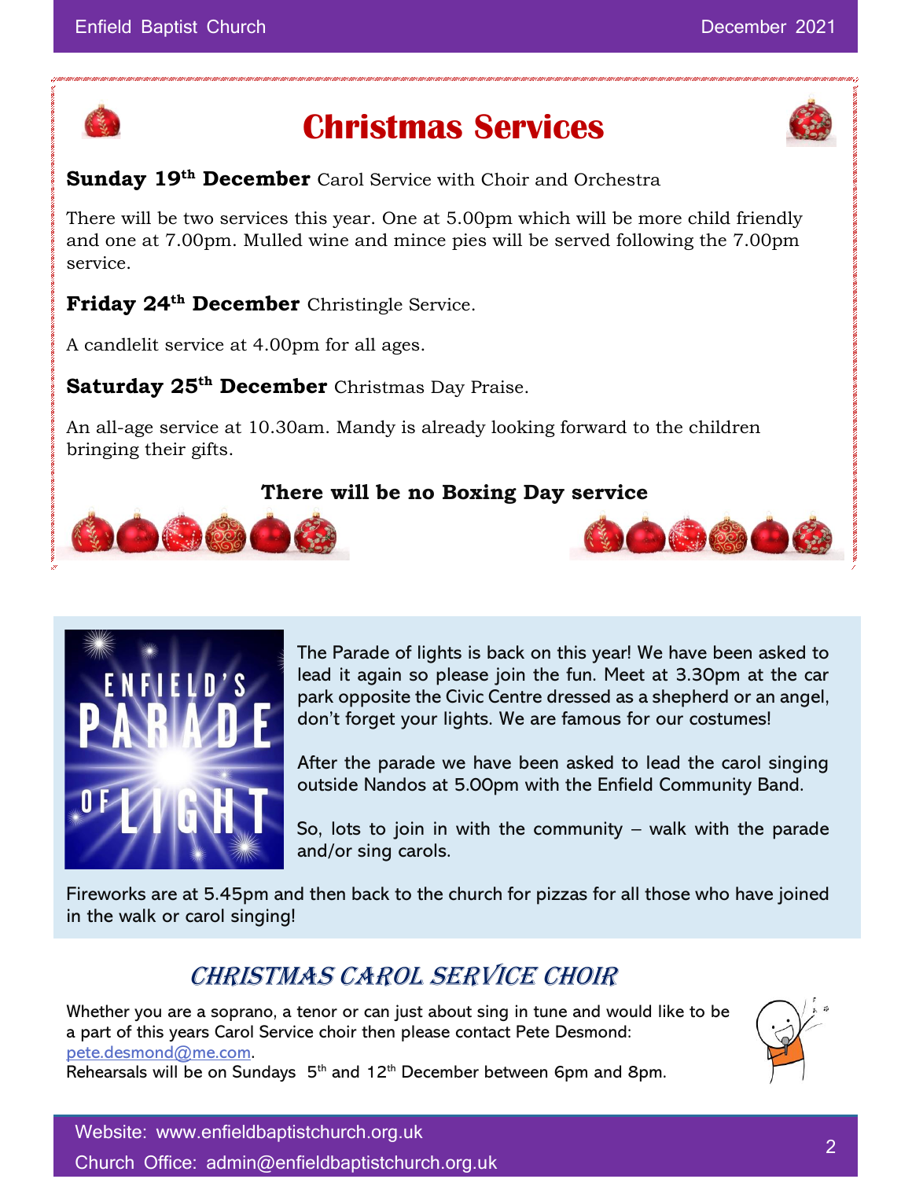# Christmas Services

**Sunday 19th December** Carol Service with Choir and Orchestra

There will be two services this year. One at 5.00pm which will be more child friendly and one at 7.00pm. Mulled wine and mince pies will be served following the 7.00pm service.

**Friday 24th December** Christingle Service.

A candlelit service at 4.00pm for all ages.

**Saturday 25th December** Christmas Day Praise.

An all-age service at 10.30am. Mandy is already looking forward to the children bringing their gifts.

**There will be no Boxing Day service**

ENFIELD'S PARADE OF LIGHT

The Parade of lights is back on this year! We have been asked to lead it again so please join the fun. Meet at 3.30pm at the car park opposite the Civic Centre dressed as a shepherd or an angel, don't forget your lights. We are famous for our costumes!

After the parade we have been asked to lead the carol singing outside Nandos at 5.00pm with the Enfield Community Band.

So, lots to join in with the community – walk with the parade and/or sing carols.

Fireworks are at 5.45pm and then back to the church for pizzas for all those who have joined in the walk or carol singing!

## Christmas Carol Service Choir

Whether you are a soprano, a tenor or can just about sing in tune and would like to be a part of this years Carol Service choir then please contact Pete Desmond: pete.desmond@me.com.
Rehearsals will be on Sundays 5th and 12th December between 6pm and 8pm.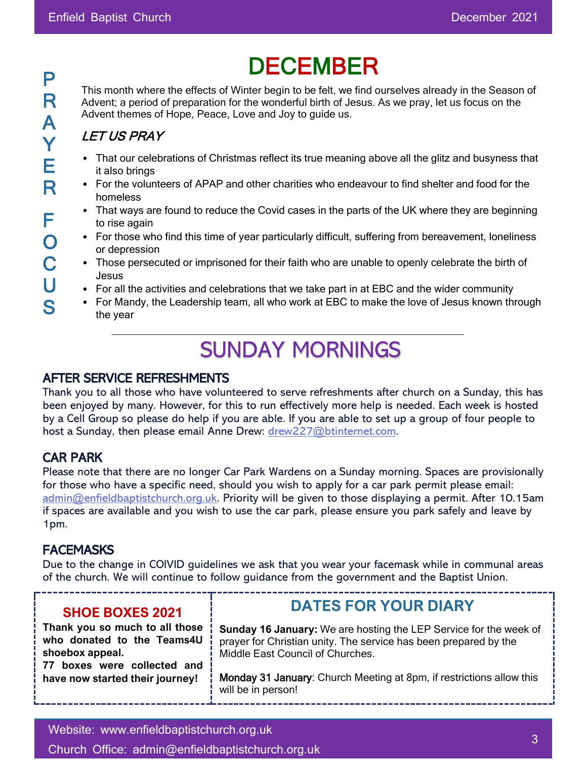PRAYER FOCUS

# DECEMBER

This month where the effects of Winter begin to be felt, we find ourselves already in the Season of Advent; a period of preparation for the wonderful birth of Jesus. As we pray, let us focus on the Advent themes of Hope, Peace, Love and Joy to guide us.

### *LET US PRAY*

- That our celebrations of Christmas reflect its true meaning above all the glitz and busyness that it also brings
- For the volunteers of APAP and other charities who endeavour to find shelter and food for the homeless
- That ways are found to reduce the Covid cases in the parts of the UK where they are beginning to rise again
- For those who find this time of year particularly difficult, suffering from bereavement, loneliness or depression
- Those persecuted or imprisoned for their faith who are unable to openly celebrate the birth of Jesus
- For all the activities and celebrations that we take part in at EBC and the wider community
- For Mandy, the Leadership team, all who work at EBC to make the love of Jesus known through the year

---

# SUNDAY MORNINGS

### AFTER SERVICE REFRESHMENTS

Thank you to all those who have volunteered to serve refreshments after church on a Sunday, this has been enjoyed by many. However, for this to run effectively more help is needed. Each week is hosted by a Cell Group so please do help if you are able. If you are able to set up a group of four people to host a Sunday, then please email Anne Drew: drew227@btinternet.com.

### CAR PARK

Please note that there are no longer Car Park Wardens on a Sunday morning. Spaces are provisionally for those who have a specific need, should you wish to apply for a car park permit please email: admin@enfieldbaptistchurch.org.uk. Priority will be given to those displaying a permit. After 10.15am if spaces are available and you wish to use the car park, please ensure you park safely and leave by 1pm.

### FACEMASKS

Due to the change in COIVID guidelines we ask that you wear your facemask while in communal areas of the church. We will continue to follow guidance from the government and the Baptist Union.

## SHOE BOXES 2021

**Thank you so much to all those who donated to the Teams4U shoebox appeal.**
**77 boxes were collected and have now started their journey!**

## DATES FOR YOUR DIARY

**Sunday 16 January:** We are hosting the LEP Service for the week of prayer for Christian unity. The service has been prepared by the Middle East Council of Churches.

**Monday 31 January**: Church Meeting at 8pm, if restrictions allow this will be in person!

Website: www.enfieldbaptistchurch.org.uk
Church Office: admin@enfieldbaptistchurch.org.uk